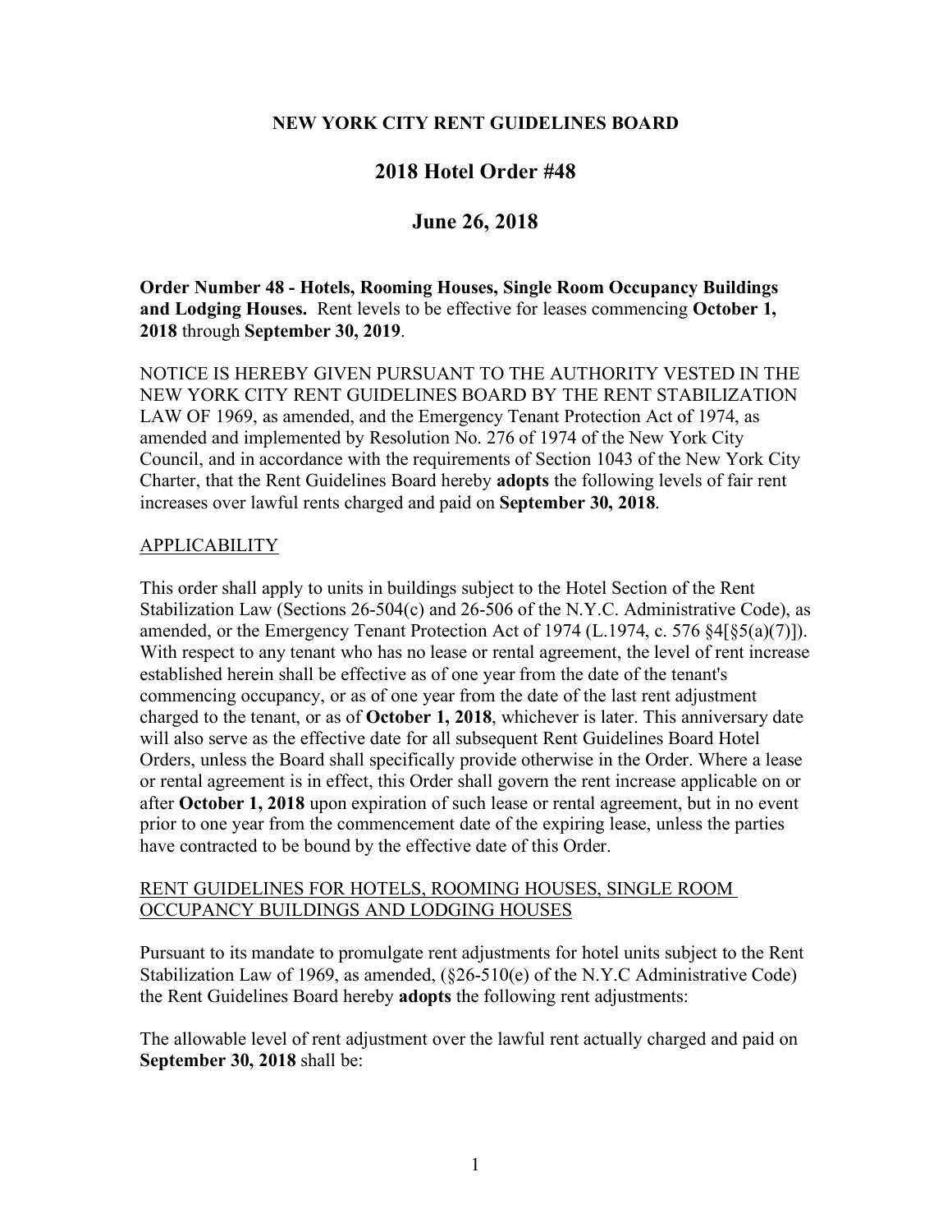**NEW YORK CITY RENT GUIDELINES BOARD**

# 2018 Hotel Order #48

## June 26, 2018

**Order Number 48 - Hotels, Rooming Houses, Single Room Occupancy Buildings and Lodging Houses.** Rent levels to be effective for leases commencing **October 1, 2018** through **September 30, 2019**.

NOTICE IS HEREBY GIVEN PURSUANT TO THE AUTHORITY VESTED IN THE NEW YORK CITY RENT GUIDELINES BOARD BY THE RENT STABILIZATION LAW OF 1969, as amended, and the Emergency Tenant Protection Act of 1974, as amended and implemented by Resolution No. 276 of 1974 of the New York City Council, and in accordance with the requirements of Section 1043 of the New York City Charter, that the Rent Guidelines Board hereby **adopts** the following levels of fair rent increases over lawful rents charged and paid on **September 30, 2018**.

### APPLICABILITY

This order shall apply to units in buildings subject to the Hotel Section of the Rent Stabilization Law (Sections 26-504(c) and 26-506 of the N.Y.C. Administrative Code), as amended, or the Emergency Tenant Protection Act of 1974 (L.1974, c. 576 §4[§5(a)(7)]). With respect to any tenant who has no lease or rental agreement, the level of rent increase established herein shall be effective as of one year from the date of the tenant's commencing occupancy, or as of one year from the date of the last rent adjustment charged to the tenant, or as of **October 1, 2018**, whichever is later. This anniversary date will also serve as the effective date for all subsequent Rent Guidelines Board Hotel Orders, unless the Board shall specifically provide otherwise in the Order. Where a lease or rental agreement is in effect, this Order shall govern the rent increase applicable on or after **October 1, 2018** upon expiration of such lease or rental agreement, but in no event prior to one year from the commencement date of the expiring lease, unless the parties have contracted to be bound by the effective date of this Order.

### RENT GUIDELINES FOR HOTELS, ROOMING HOUSES, SINGLE ROOM OCCUPANCY BUILDINGS AND LODGING HOUSES

Pursuant to its mandate to promulgate rent adjustments for hotel units subject to the Rent Stabilization Law of 1969, as amended, (§26-510(e) of the N.Y.C Administrative Code) the Rent Guidelines Board hereby **adopts** the following rent adjustments:

The allowable level of rent adjustment over the lawful rent actually charged and paid on **September 30, 2018** shall be: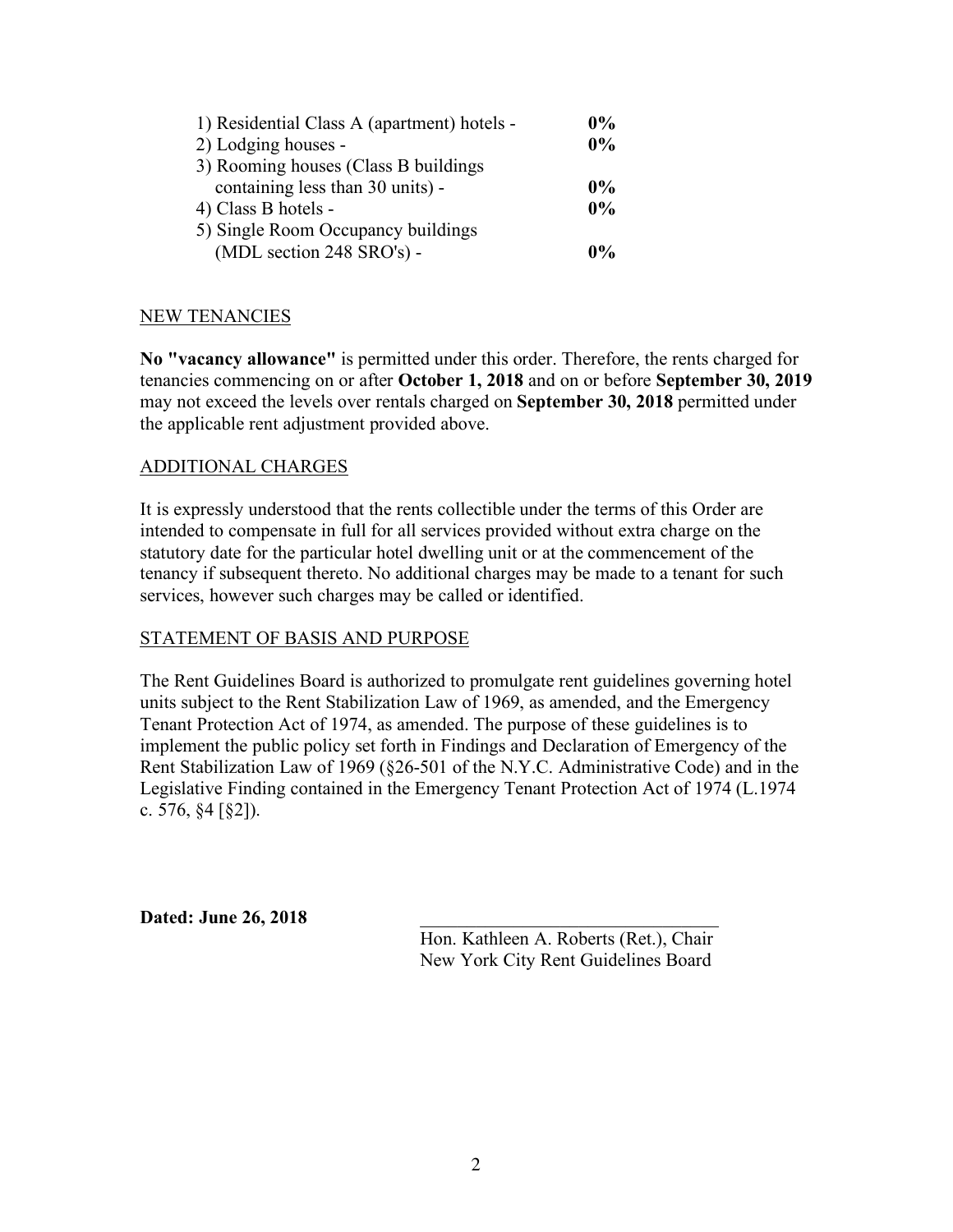| | |
|---|---|
| 1) Residential Class A (apartment) hotels - | **0%** |
| 2) Lodging houses - | **0%** |
| 3) Rooming houses (Class B buildings containing less than 30 units) - | **0%** |
| 4) Class B hotels - | **0%** |
| 5) Single Room Occupancy buildings (MDL section 248 SRO's) - | **0%** |

## NEW TENANCIES

**No "vacancy allowance"** is permitted under this order. Therefore, the rents charged for tenancies commencing on or after **October 1, 2018** and on or before **September 30, 2019** may not exceed the levels over rentals charged on **September 30, 2018** permitted under the applicable rent adjustment provided above.

## ADDITIONAL CHARGES

It is expressly understood that the rents collectible under the terms of this Order are intended to compensate in full for all services provided without extra charge on the statutory date for the particular hotel dwelling unit or at the commencement of the tenancy if subsequent thereto. No additional charges may be made to a tenant for such services, however such charges may be called or identified.

## STATEMENT OF BASIS AND PURPOSE

The Rent Guidelines Board is authorized to promulgate rent guidelines governing hotel units subject to the Rent Stabilization Law of 1969, as amended, and the Emergency Tenant Protection Act of 1974, as amended. The purpose of these guidelines is to implement the public policy set forth in Findings and Declaration of Emergency of the Rent Stabilization Law of 1969 (§26-501 of the N.Y.C. Administrative Code) and in the Legislative Finding contained in the Emergency Tenant Protection Act of 1974 (L.1974 c. 576, §4 [§2]).

**Dated: June 26, 2018**

Hon. Kathleen A. Roberts (Ret.), Chair
New York City Rent Guidelines Board